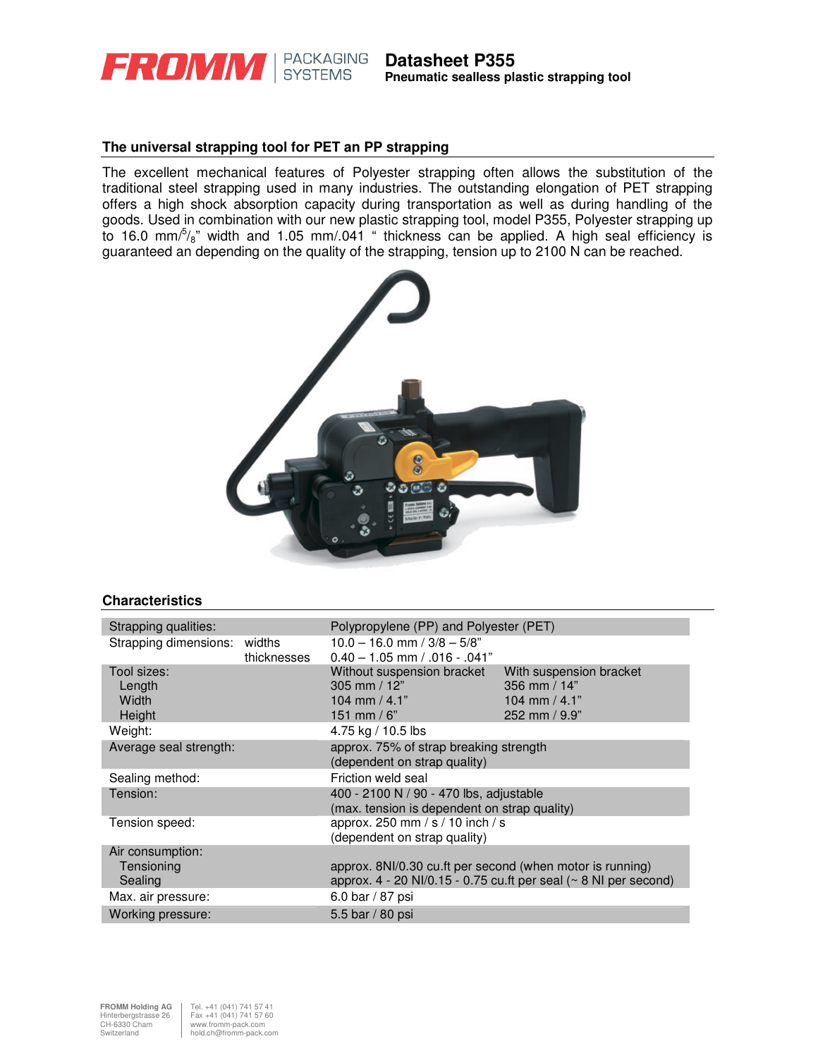# FROMM | PACKAGING SYSTEMS

## Datasheet P355

**Pneumatic seamless plastic strapping tool**

### The universal strapping tool for PET an PP strapping

The excellent mechanical features of Polyester strapping often allows the substitution of the traditional steel strapping used in many industries. The outstanding elongation of PET strapping offers a high shock absorption capacity during transportation as well as during handling of the goods. Used in combination with our new plastic strapping tool, model P355, Polyester strapping up to 16.0 mm/$^5/_8$" width and 1.05 mm/.041 " thickness can be applied. A high seal efficiency is guaranteed an depending on the quality of the strapping, tension up to 2100 N can be reached.

### Characteristics

| | | | |
|---|---|---|---|
| Strapping qualities: | | Polypropylene (PP) and Polyester (PET) | |
| Strapping dimensions: | widths | 10.0 – 16.0 mm / 3/8 – 5/8" | |
| | thicknesses | 0.40 – 1.05 mm / .016 - .041" | |
| Tool sizes: | | Without suspension bracket | With suspension bracket |
| Length | | 305 mm / 12" | 356 mm / 14" |
| Width | | 104 mm / 4.1" | 104 mm / 4.1" |
| Height | | 151 mm / 6" | 252 mm / 9.9" |
| Weight: | | 4.75 kg / 10.5 lbs | |
| Average seal strength: | | approx. 75% of strap breaking strength (dependent on strap quality) | |
| Sealing method: | | Friction weld seal | |
| Tension: | | 400 - 2100 N / 90 - 470 lbs, adjustable (max. tension is dependent on strap quality) | |
| Tension speed: | | approx. 250 mm / s / 10 inch / s (dependent on strap quality) | |
| Air consumption: | | | |
| Tensioning | | approx. 8Nl/0.30 cu.ft per second (when motor is running) | |
| Sealing | | approx. 4 - 20 Nl/0.15 - 0.75 cu.ft per seal (~ 8 Nl per second) | |
| Max. air pressure: | | 6.0 bar / 87 psi | |
| Working pressure: | | 5.5 bar / 80 psi | |

FROMM Holding AG
Hinterbergstrasse 26
CH-6330 Cham
Switzerland

Tel. +41 (041) 741 57 41
Fax +41 (041) 741 57 60
www.fromm-pack.com
hold.ch@fromm-pack.com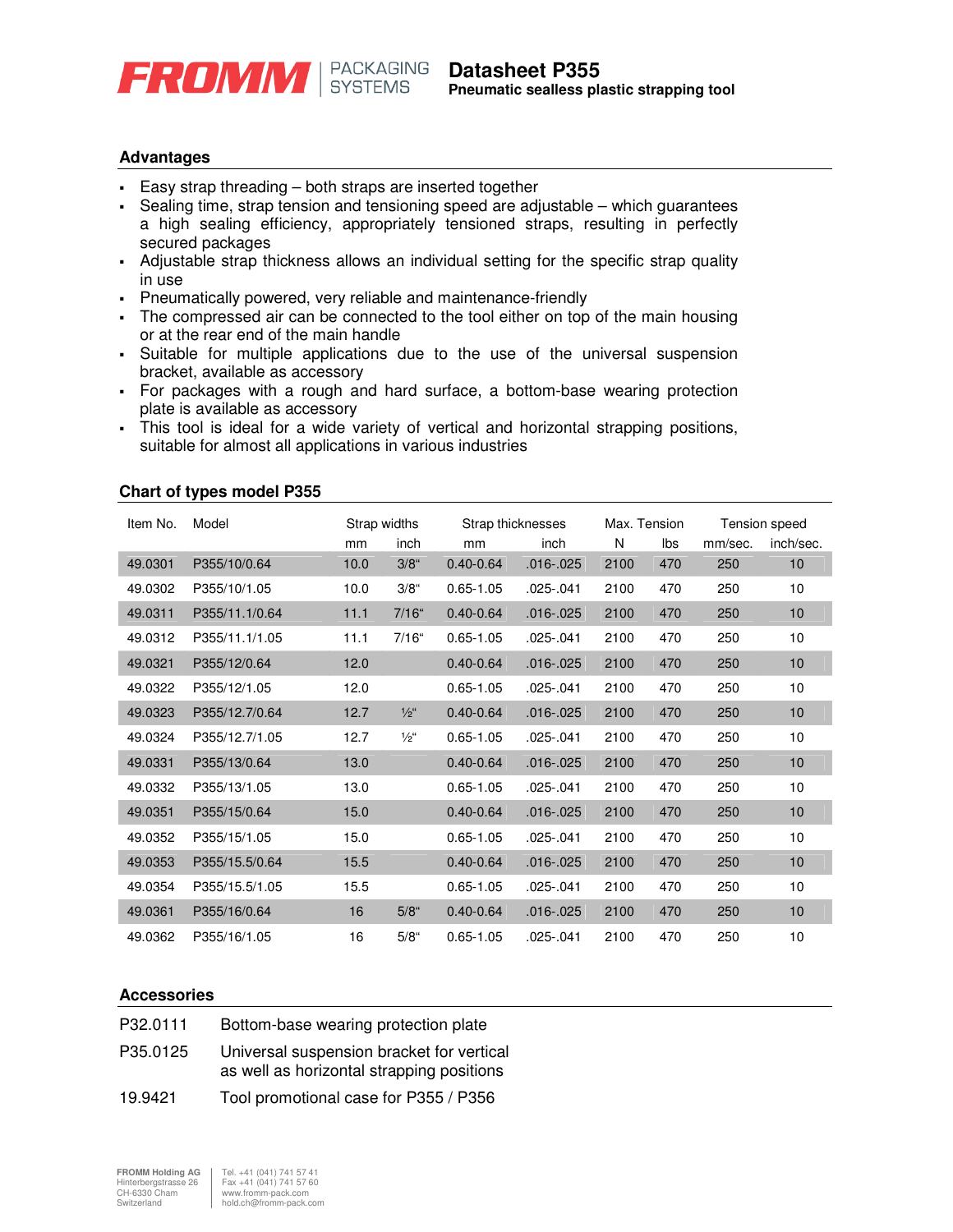# Datasheet P355

**Pneumatic sealless plastic strapping tool**

## Advantages

- Easy strap threading – both straps are inserted together
- Sealing time, strap tension and tensioning speed are adjustable – which guarantees a high sealing efficiency, appropriately tensioned straps, resulting in perfectly secured packages
- Adjustable strap thickness allows an individual setting for the specific strap quality in use
- Pneumatically powered, very reliable and maintenance-friendly
- The compressed air can be connected to the tool either on top of the main housing or at the rear end of the main handle
- Suitable for multiple applications due to the use of the universal suspension bracket, available as accessory
- For packages with a rough and hard surface, a bottom-base wearing protection plate is available as accessory
- This tool is ideal for a wide variety of vertical and horizontal strapping positions, suitable for almost all applications in various industries

## Chart of types model P355

| Item No. | Model | Strap widths | | Strap thicknesses | | Max. Tension | | Tension speed | |
|---|---|---|---|---|---|---|---|---|---|
| | | mm | inch | mm | inch | N | lbs | mm/sec. | inch/sec. |
| 49.0301 | P355/10/0.64 | 10.0 | 3/8“ | 0.40-0.64 | .016-.025 | 2100 | 470 | 250 | 10 |
| 49.0302 | P355/10/1.05 | 10.0 | 3/8“ | 0.65-1.05 | .025-.041 | 2100 | 470 | 250 | 10 |
| 49.0311 | P355/11.1/0.64 | 11.1 | 7/16“ | 0.40-0.64 | .016-.025 | 2100 | 470 | 250 | 10 |
| 49.0312 | P355/11.1/1.05 | 11.1 | 7/16“ | 0.65-1.05 | .025-.041 | 2100 | 470 | 250 | 10 |
| 49.0321 | P355/12/0.64 | 12.0 | | 0.40-0.64 | .016-.025 | 2100 | 470 | 250 | 10 |
| 49.0322 | P355/12/1.05 | 12.0 | | 0.65-1.05 | .025-.041 | 2100 | 470 | 250 | 10 |
| 49.0323 | P355/12.7/0.64 | 12.7 | ½“ | 0.40-0.64 | .016-.025 | 2100 | 470 | 250 | 10 |
| 49.0324 | P355/12.7/1.05 | 12.7 | ½“ | 0.65-1.05 | .025-.041 | 2100 | 470 | 250 | 10 |
| 49.0331 | P355/13/0.64 | 13.0 | | 0.40-0.64 | .016-.025 | 2100 | 470 | 250 | 10 |
| 49.0332 | P355/13/1.05 | 13.0 | | 0.65-1.05 | .025-.041 | 2100 | 470 | 250 | 10 |
| 49.0351 | P355/15/0.64 | 15.0 | | 0.40-0.64 | .016-.025 | 2100 | 470 | 250 | 10 |
| 49.0352 | P355/15/1.05 | 15.0 | | 0.65-1.05 | .025-.041 | 2100 | 470 | 250 | 10 |
| 49.0353 | P355/15.5/0.64 | 15.5 | | 0.40-0.64 | .016-.025 | 2100 | 470 | 250 | 10 |
| 49.0354 | P355/15.5/1.05 | 15.5 | | 0.65-1.05 | .025-.041 | 2100 | 470 | 250 | 10 |
| 49.0361 | P355/16/0.64 | 16 | 5/8“ | 0.40-0.64 | .016-.025 | 2100 | 470 | 250 | 10 |
| 49.0362 | P355/16/1.05 | 16 | 5/8“ | 0.65-1.05 | .025-.041 | 2100 | 470 | 250 | 10 |

## Accessories

| | |
|---|---|
| P32.0111 | Bottom-base wearing protection plate |
| P35.0125 | Universal suspension bracket for vertical as well as horizontal strapping positions |
| 19.9421 | Tool promotional case for P355 / P356 |

**FROMM Holding AG**
Hinterbergstrasse 26
CH-6330 Cham
Switzerland

Tel. +41 (041) 741 57 41
Fax +41 (041) 741 57 60
www.fromm-pack.com
hold.ch@fromm-pack.com